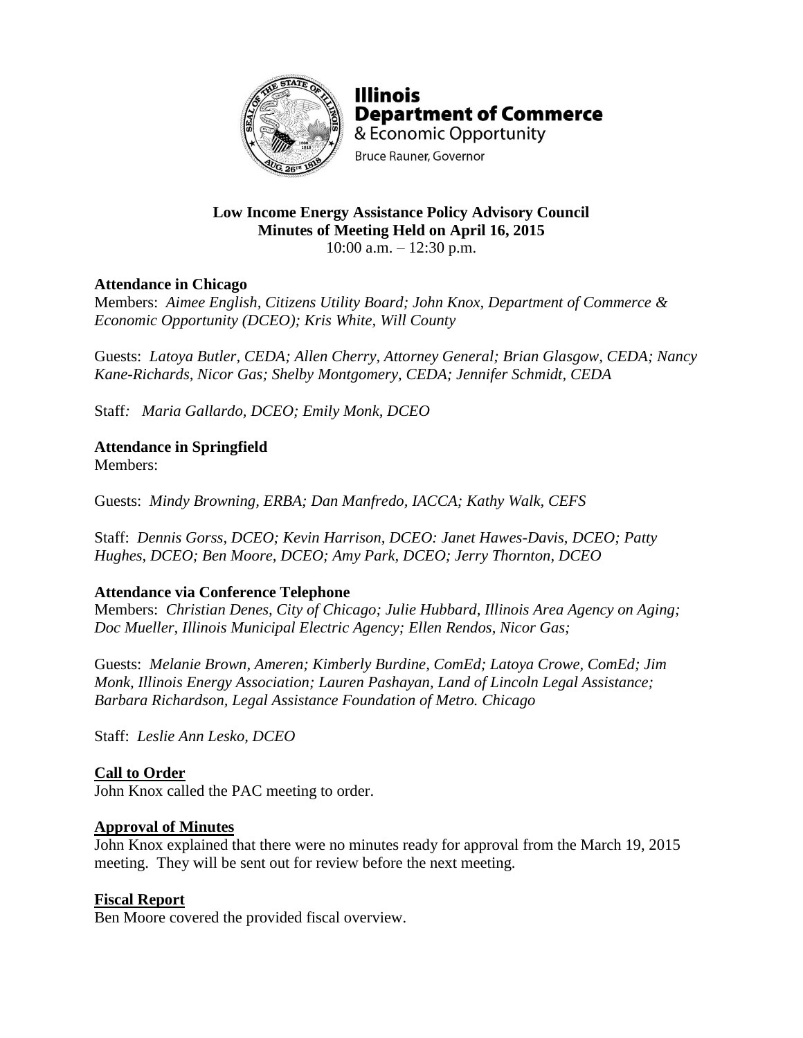**Illinois Department of Commerce**
& Economic Opportunity
Bruce Rauner, Governor

**Low Income Energy Assistance Policy Advisory Council**
**Minutes of Meeting Held on April 16, 2015**
10:00 a.m. – 12:30 p.m.

**Attendance in Chicago**
Members: *Aimee English, Citizens Utility Board; John Knox, Department of Commerce & Economic Opportunity (DCEO); Kris White, Will County*

Guests: *Latoya Butler, CEDA; Allen Cherry, Attorney General; Brian Glasgow, CEDA; Nancy Kane-Richards, Nicor Gas; Shelby Montgomery, CEDA; Jennifer Schmidt, CEDA*

Staff*: Maria Gallardo, DCEO; Emily Monk, DCEO*

**Attendance in Springfield**
Members:

Guests: *Mindy Browning, ERBA; Dan Manfredo, IACCA; Kathy Walk, CEFS*

Staff: *Dennis Gorss, DCEO; Kevin Harrison, DCEO: Janet Hawes-Davis, DCEO; Patty Hughes, DCEO; Ben Moore, DCEO; Amy Park, DCEO; Jerry Thornton, DCEO*

**Attendance via Conference Telephone**
Members: *Christian Denes, City of Chicago; Julie Hubbard, Illinois Area Agency on Aging; Doc Mueller, Illinois Municipal Electric Agency; Ellen Rendos, Nicor Gas;*

Guests: *Melanie Brown, Ameren; Kimberly Burdine, ComEd; Latoya Crowe, ComEd; Jim Monk, Illinois Energy Association; Lauren Pashayan, Land of Lincoln Legal Assistance; Barbara Richardson, Legal Assistance Foundation of Metro. Chicago*

Staff: *Leslie Ann Lesko, DCEO*

**Call to Order**
John Knox called the PAC meeting to order.

**Approval of Minutes**
John Knox explained that there were no minutes ready for approval from the March 19, 2015 meeting. They will be sent out for review before the next meeting.

**Fiscal Report**
Ben Moore covered the provided fiscal overview.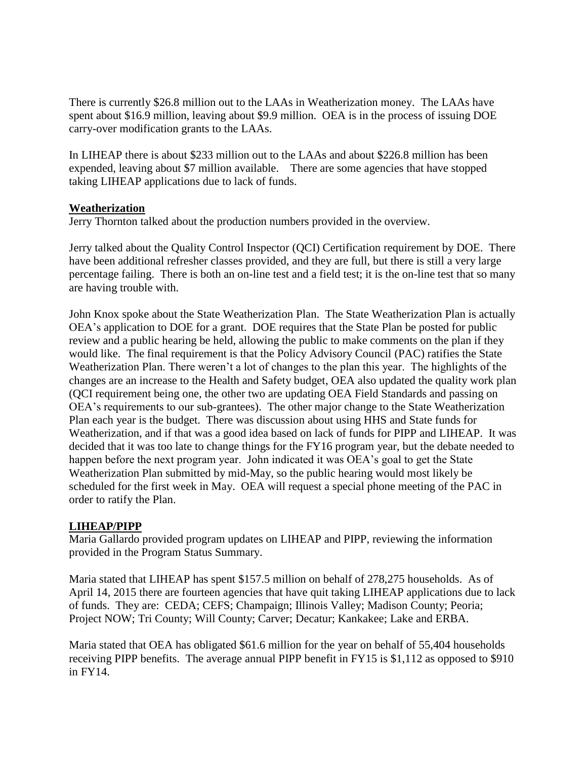There is currently $26.8 million out to the LAAs in Weatherization money. The LAAs have spent about $16.9 million, leaving about $9.9 million. OEA is in the process of issuing DOE carry-over modification grants to the LAAs.

In LIHEAP there is about $233 million out to the LAAs and about $226.8 million has been expended, leaving about $7 million available. There are some agencies that have stopped taking LIHEAP applications due to lack of funds.

**Weatherization**

Jerry Thornton talked about the production numbers provided in the overview.

Jerry talked about the Quality Control Inspector (QCI) Certification requirement by DOE. There have been additional refresher classes provided, and they are full, but there is still a very large percentage failing. There is both an on-line test and a field test; it is the on-line test that so many are having trouble with.

John Knox spoke about the State Weatherization Plan. The State Weatherization Plan is actually OEA's application to DOE for a grant. DOE requires that the State Plan be posted for public review and a public hearing be held, allowing the public to make comments on the plan if they would like. The final requirement is that the Policy Advisory Council (PAC) ratifies the State Weatherization Plan. There weren't a lot of changes to the plan this year. The highlights of the changes are an increase to the Health and Safety budget, OEA also updated the quality work plan (QCI requirement being one, the other two are updating OEA Field Standards and passing on OEA's requirements to our sub-grantees). The other major change to the State Weatherization Plan each year is the budget. There was discussion about using HHS and State funds for Weatherization, and if that was a good idea based on lack of funds for PIPP and LIHEAP. It was decided that it was too late to change things for the FY16 program year, but the debate needed to happen before the next program year. John indicated it was OEA's goal to get the State Weatherization Plan submitted by mid-May, so the public hearing would most likely be scheduled for the first week in May. OEA will request a special phone meeting of the PAC in order to ratify the Plan.

**LIHEAP/PIPP**

Maria Gallardo provided program updates on LIHEAP and PIPP, reviewing the information provided in the Program Status Summary.

Maria stated that LIHEAP has spent $157.5 million on behalf of 278,275 households. As of April 14, 2015 there are fourteen agencies that have quit taking LIHEAP applications due to lack of funds. They are: CEDA; CEFS; Champaign; Illinois Valley; Madison County; Peoria; Project NOW; Tri County; Will County; Carver; Decatur; Kankakee; Lake and ERBA.

Maria stated that OEA has obligated $61.6 million for the year on behalf of 55,404 households receiving PIPP benefits. The average annual PIPP benefit in FY15 is $1,112 as opposed to $910 in FY14.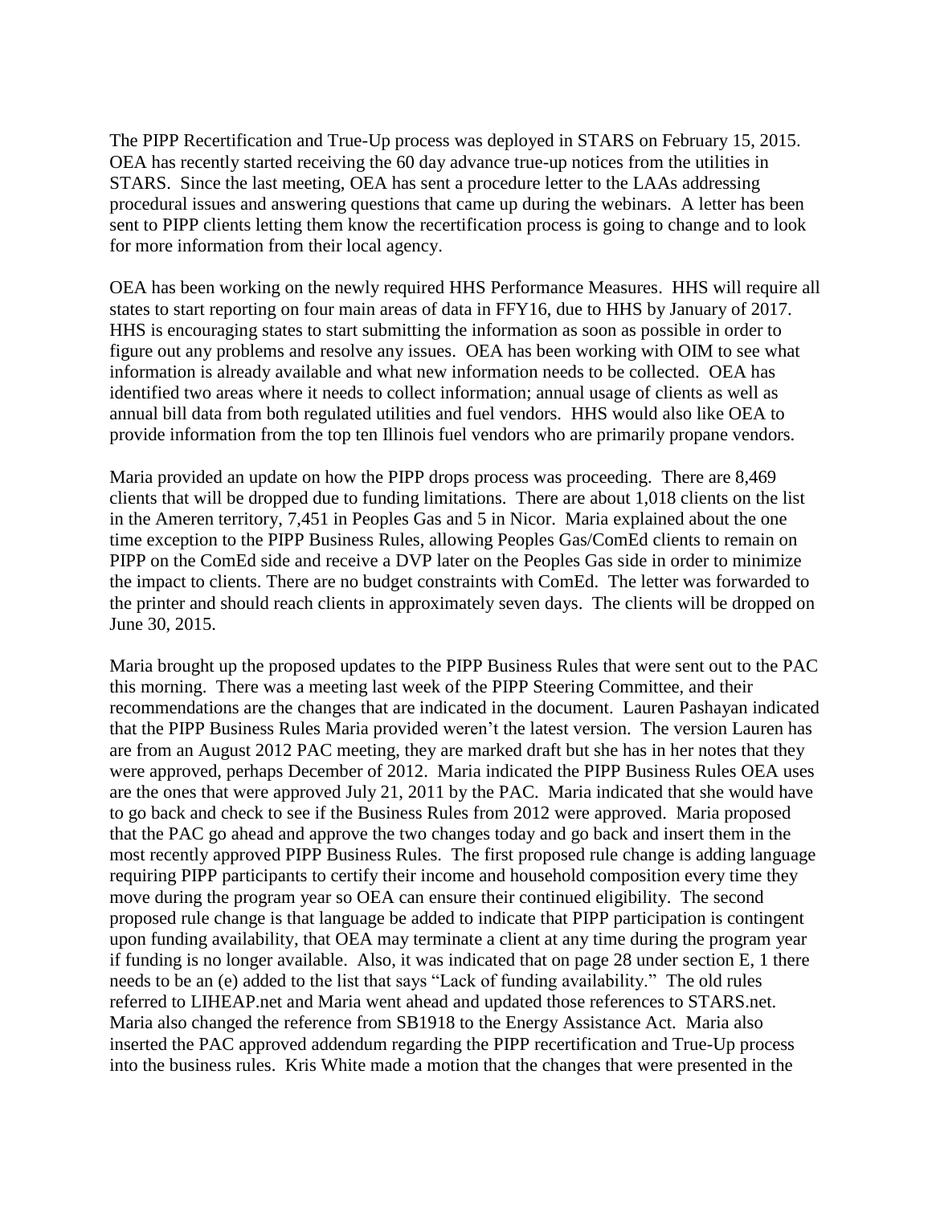The PIPP Recertification and True-Up process was deployed in STARS on February 15, 2015. OEA has recently started receiving the 60 day advance true-up notices from the utilities in STARS. Since the last meeting, OEA has sent a procedure letter to the LAAs addressing procedural issues and answering questions that came up during the webinars. A letter has been sent to PIPP clients letting them know the recertification process is going to change and to look for more information from their local agency.

OEA has been working on the newly required HHS Performance Measures. HHS will require all states to start reporting on four main areas of data in FFY16, due to HHS by January of 2017. HHS is encouraging states to start submitting the information as soon as possible in order to figure out any problems and resolve any issues. OEA has been working with OIM to see what information is already available and what new information needs to be collected. OEA has identified two areas where it needs to collect information; annual usage of clients as well as annual bill data from both regulated utilities and fuel vendors. HHS would also like OEA to provide information from the top ten Illinois fuel vendors who are primarily propane vendors.

Maria provided an update on how the PIPP drops process was proceeding. There are 8,469 clients that will be dropped due to funding limitations. There are about 1,018 clients on the list in the Ameren territory, 7,451 in Peoples Gas and 5 in Nicor. Maria explained about the one time exception to the PIPP Business Rules, allowing Peoples Gas/ComEd clients to remain on PIPP on the ComEd side and receive a DVP later on the Peoples Gas side in order to minimize the impact to clients. There are no budget constraints with ComEd. The letter was forwarded to the printer and should reach clients in approximately seven days. The clients will be dropped on June 30, 2015.

Maria brought up the proposed updates to the PIPP Business Rules that were sent out to the PAC this morning. There was a meeting last week of the PIPP Steering Committee, and their recommendations are the changes that are indicated in the document. Lauren Pashayan indicated that the PIPP Business Rules Maria provided weren't the latest version. The version Lauren has are from an August 2012 PAC meeting, they are marked draft but she has in her notes that they were approved, perhaps December of 2012. Maria indicated the PIPP Business Rules OEA uses are the ones that were approved July 21, 2011 by the PAC. Maria indicated that she would have to go back and check to see if the Business Rules from 2012 were approved. Maria proposed that the PAC go ahead and approve the two changes today and go back and insert them in the most recently approved PIPP Business Rules. The first proposed rule change is adding language requiring PIPP participants to certify their income and household composition every time they move during the program year so OEA can ensure their continued eligibility. The second proposed rule change is that language be added to indicate that PIPP participation is contingent upon funding availability, that OEA may terminate a client at any time during the program year if funding is no longer available. Also, it was indicated that on page 28 under section E, 1 there needs to be an (e) added to the list that says "Lack of funding availability." The old rules referred to LIHEAP.net and Maria went ahead and updated those references to STARS.net. Maria also changed the reference from SB1918 to the Energy Assistance Act. Maria also inserted the PAC approved addendum regarding the PIPP recertification and True-Up process into the business rules. Kris White made a motion that the changes that were presented in the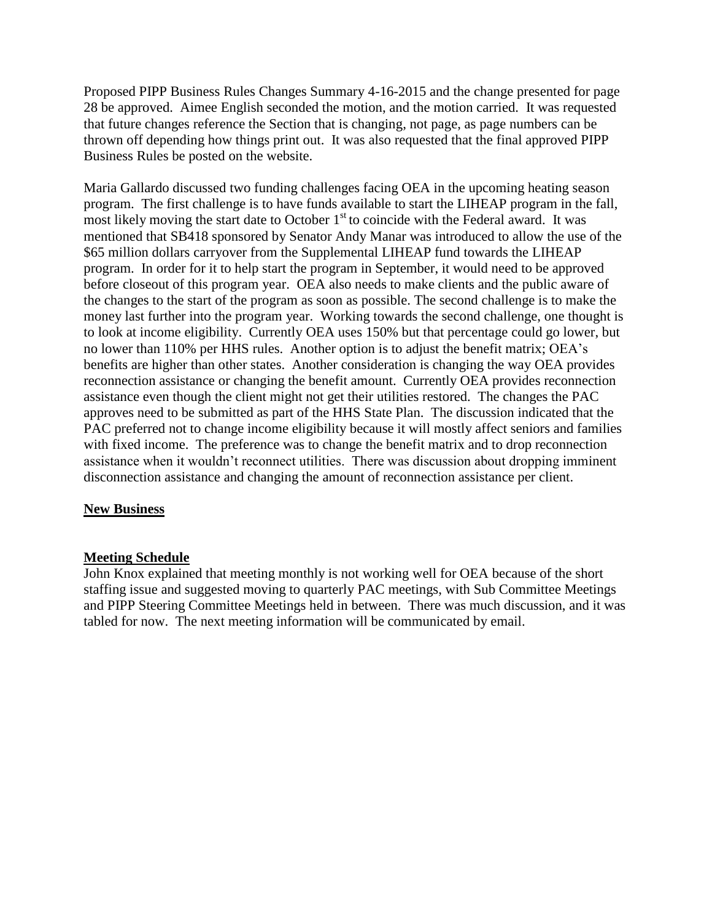Proposed PIPP Business Rules Changes Summary 4-16-2015 and the change presented for page 28 be approved. Aimee English seconded the motion, and the motion carried. It was requested that future changes reference the Section that is changing, not page, as page numbers can be thrown off depending how things print out. It was also requested that the final approved PIPP Business Rules be posted on the website.

Maria Gallardo discussed two funding challenges facing OEA in the upcoming heating season program. The first challenge is to have funds available to start the LIHEAP program in the fall, most likely moving the start date to October 1st to coincide with the Federal award. It was mentioned that SB418 sponsored by Senator Andy Manar was introduced to allow the use of the $65 million dollars carryover from the Supplemental LIHEAP fund towards the LIHEAP program. In order for it to help start the program in September, it would need to be approved before closeout of this program year. OEA also needs to make clients and the public aware of the changes to the start of the program as soon as possible. The second challenge is to make the money last further into the program year. Working towards the second challenge, one thought is to look at income eligibility. Currently OEA uses 150% but that percentage could go lower, but no lower than 110% per HHS rules. Another option is to adjust the benefit matrix; OEA's benefits are higher than other states. Another consideration is changing the way OEA provides reconnection assistance or changing the benefit amount. Currently OEA provides reconnection assistance even though the client might not get their utilities restored. The changes the PAC approves need to be submitted as part of the HHS State Plan. The discussion indicated that the PAC preferred not to change income eligibility because it will mostly affect seniors and families with fixed income. The preference was to change the benefit matrix and to drop reconnection assistance when it wouldn't reconnect utilities. There was discussion about dropping imminent disconnection assistance and changing the amount of reconnection assistance per client.

**New Business**

**Meeting Schedule**

John Knox explained that meeting monthly is not working well for OEA because of the short staffing issue and suggested moving to quarterly PAC meetings, with Sub Committee Meetings and PIPP Steering Committee Meetings held in between. There was much discussion, and it was tabled for now. The next meeting information will be communicated by email.